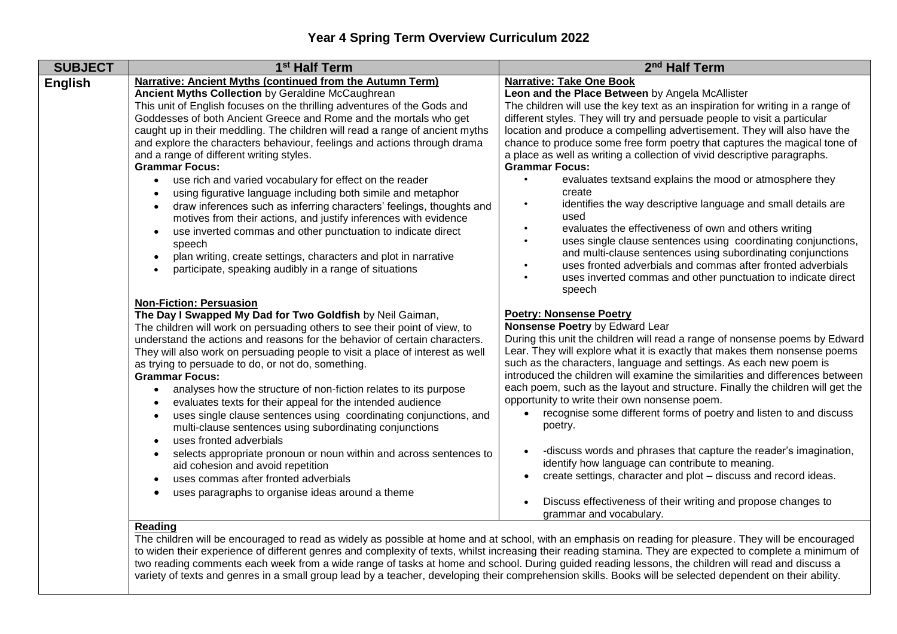# Year 4 Spring Term Overview Curriculum 2022

| SUBJECT | 1st Half Term | 2nd Half Term |
|---|---|---|
| **English** | **Narrative: Ancient Myths (continued from the Autumn Term)**<br>**Ancient Myths Collection** by Geraldine McCaughrean<br>This unit of English focuses on the thrilling adventures of the Gods and Goddesses of both Ancient Greece and Rome and the mortals who get caught up in their meddling. The children will read a range of ancient myths and explore the characters behaviour, feelings and actions through drama and a range of different writing styles.<br>**Grammar Focus:**<br>• use rich and varied vocabulary for effect on the reader<br>• using figurative language including both simile and metaphor<br>• draw inferences such as inferring characters' feelings, thoughts and motives from their actions, and justify inferences with evidence<br>• use inverted commas and other punctuation to indicate direct speech<br>• plan writing, create settings, characters and plot in narrative<br>• participate, speaking audibly in a range of situations<br><br>**Non-Fiction: Persuasion**<br>**The Day I Swapped My Dad for Two Goldfish** by Neil Gaiman,<br>The children will work on persuading others to see their point of view, to understand the actions and reasons for the behavior of certain characters. They will also work on persuading people to visit a place of interest as well as trying to persuade to do, or not do, something.<br>**Grammar Focus:**<br>• analyses how the structure of non-fiction relates to its purpose<br>• evaluates texts for their appeal for the intended audience<br>• uses single clause sentences using coordinating conjunctions, and multi-clause sentences using subordinating conjunctions<br>• uses fronted adverbials<br>• selects appropriate pronoun or noun within and across sentences to aid cohesion and avoid repetition<br>• uses commas after fronted adverbials<br>• uses paragraphs to organise ideas around a theme | **Narrative: Take One Book**<br>**Leon and the Place Between** by Angela McAllister<br>The children will use the key text as an inspiration for writing in a range of different styles. They will try and persuade people to visit a particular location and produce a compelling advertisement. They will also have the chance to produce some free form poetry that captures the magical tone of a place as well as writing a collection of vivid descriptive paragraphs.<br>**Grammar Focus:**<br>• evaluates textsand explains the mood or atmosphere they create<br>• identifies the way descriptive language and small details are used<br>• evaluates the effectiveness of own and others writing<br>• uses single clause sentences using coordinating conjunctions, and multi-clause sentences using subordinating conjunctions<br>• uses fronted adverbials and commas after fronted adverbials<br>• uses inverted commas and other punctuation to indicate direct speech<br><br>**Poetry: Nonsense Poetry**<br>**Nonsense Poetry** by Edward Lear<br>During this unit the children will read a range of nonsense poems by Edward Lear. They will explore what it is exactly that makes them nonsense poems such as the characters, language and settings. As each new poem is introduced the children will examine the similarities and differences between each poem, such as the layout and structure. Finally the children will get the opportunity to write their own nonsense poem.<br>• recognise some different forms of poetry and listen to and discuss poetry.<br>• -discuss words and phrases that capture the reader's imagination, identify how language can contribute to meaning.<br>• create settings, character and plot – discuss and record ideas.<br>• Discuss effectiveness of their writing and propose changes to grammar and vocabulary. |
| | **Reading**<br>The children will be encouraged to read as widely as possible at home and at school, with an emphasis on reading for pleasure. They will be encouraged to widen their experience of different genres and complexity of texts, whilst increasing their reading stamina. They are expected to complete a minimum of two reading comments each week from a wide range of tasks at home and school. During guided reading lessons, the children will read and discuss a variety of texts and genres in a small group lead by a teacher, developing their comprehension skills. Books will be selected dependent on their ability. | |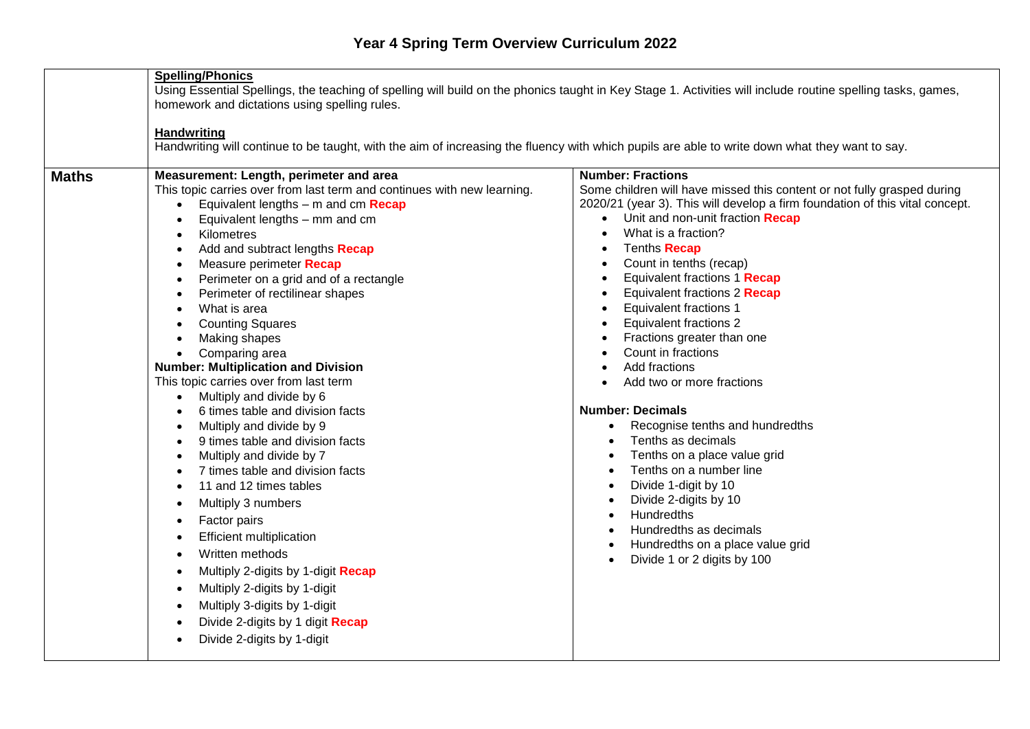# Year 4 Spring Term Overview Curriculum 2022

| | | |
|---|---|---|
| | **Spelling/Phonics**<br>Using Essential Spellings, the teaching of spelling will build on the phonics taught in Key Stage 1. Activities will include routine spelling tasks, games, homework and dictations using spelling rules.<br><br>**Handwriting**<br>Handwriting will continue to be taught, with the aim of increasing the fluency with which pupils are able to write down what they want to say. | |
| **Maths** | **Measurement: Length, perimeter and area**<br>This topic carries over from last term and continues with new learning.<br>• Equivalent lengths – m and cm **Recap**<br>• Equivalent lengths – mm and cm<br>• Kilometres<br>• Add and subtract lengths **Recap**<br>• Measure perimeter **Recap**<br>• Perimeter on a grid and of a rectangle<br>• Perimeter of rectilinear shapes<br>• What is area<br>• Counting Squares<br>• Making shapes<br>• Comparing area<br>**Number: Multiplication and Division**<br>This topic carries over from last term<br>• Multiply and divide by 6<br>• 6 times table and division facts<br>• Multiply and divide by 9<br>• 9 times table and division facts<br>• Multiply and divide by 7<br>• 7 times table and division facts<br>• 11 and 12 times tables<br>• Multiply 3 numbers<br>• Factor pairs<br>• Efficient multiplication<br>• Written methods<br>• Multiply 2-digits by 1-digit **Recap**<br>• Multiply 2-digits by 1-digit<br>• Multiply 3-digits by 1-digit<br>• Divide 2-digits by 1 digit **Recap**<br>• Divide 2-digits by 1-digit | **Number: Fractions**<br>Some children will have missed this content or not fully grasped during 2020/21 (year 3). This will develop a firm foundation of this vital concept.<br>• Unit and non-unit fraction **Recap**<br>• What is a fraction?<br>• Tenths **Recap**<br>• Count in tenths (recap)<br>• Equivalent fractions 1 **Recap**<br>• Equivalent fractions 2 **Recap**<br>• Equivalent fractions 1<br>• Equivalent fractions 2<br>• Fractions greater than one<br>• Count in fractions<br>• Add fractions<br>• Add two or more fractions<br><br>**Number: Decimals**<br>• Recognise tenths and hundredths<br>• Tenths as decimals<br>• Tenths on a place value grid<br>• Tenths on a number line<br>• Divide 1-digit by 10<br>• Divide 2-digits by 10<br>• Hundredths<br>• Hundredths as decimals<br>• Hundredths on a place value grid<br>• Divide 1 or 2 digits by 100 |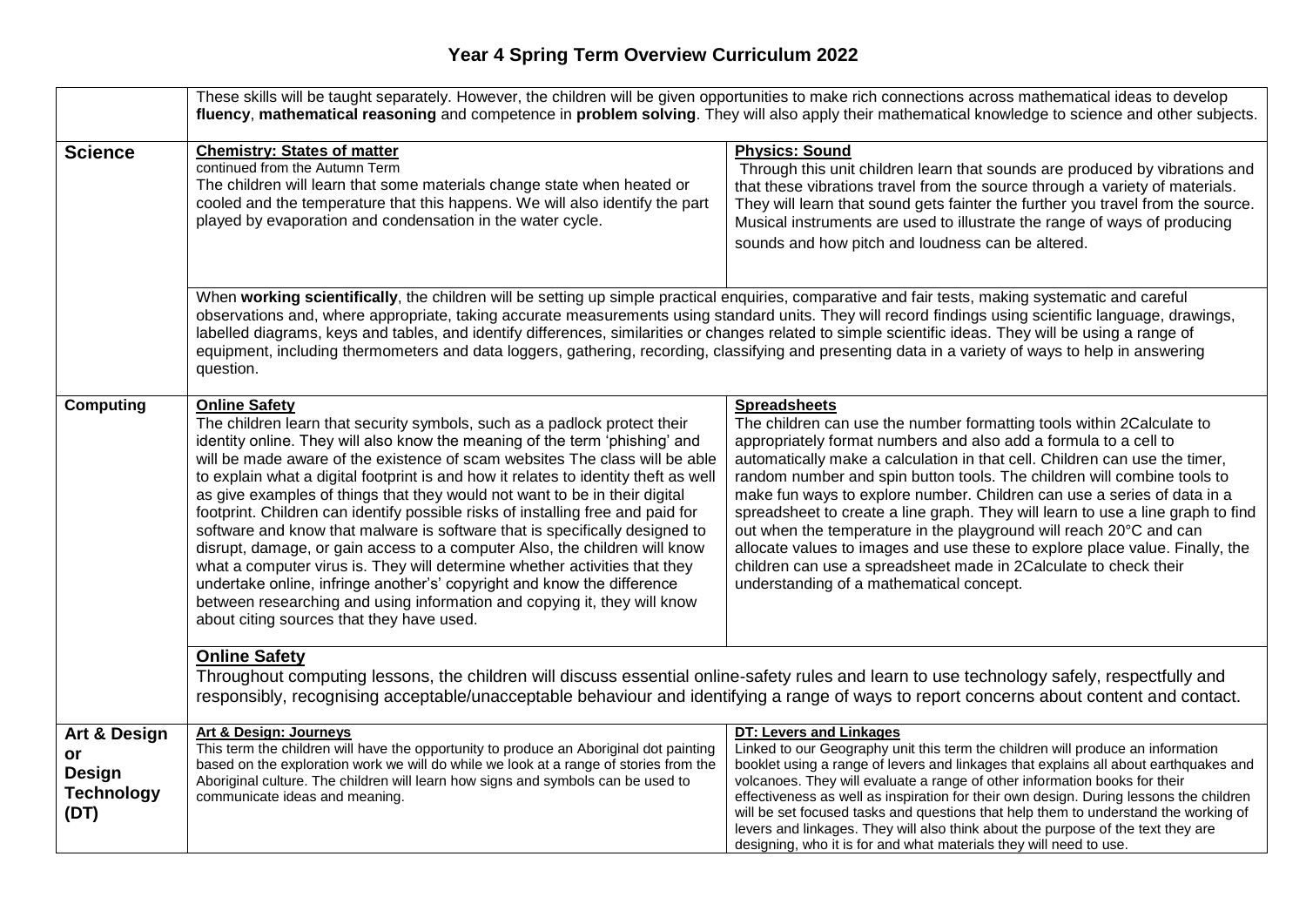# Year 4 Spring Term Overview Curriculum 2022

| | | |
|---|---|---|
| | These skills will be taught separately. However, the children will be given opportunities to make rich connections across mathematical ideas to develop **fluency**, **mathematical reasoning** and competence in **problem solving**. They will also apply their mathematical knowledge to science and other subjects. | |
| **Science** | **Chemistry: States of matter**<br>continued from the Autumn Term<br>The children will learn that some materials change state when heated or cooled and the temperature that this happens. We will also identify the part played by evaporation and condensation in the water cycle. | **Physics: Sound**<br>Through this unit children learn that sounds are produced by vibrations and that these vibrations travel from the source through a variety of materials. They will learn that sound gets fainter the further you travel from the source. Musical instruments are used to illustrate the range of ways of producing sounds and how pitch and loudness can be altered. |
| | When **working scientifically**, the children will be setting up simple practical enquiries, comparative and fair tests, making systematic and careful observations and, where appropriate, taking accurate measurements using standard units. They will record findings using scientific language, drawings, labelled diagrams, keys and tables, and identify differences, similarities or changes related to simple scientific ideas. They will be using a range of equipment, including thermometers and data loggers, gathering, recording, classifying and presenting data in a variety of ways to help in answering question. | |
| **Computing** | **Online Safety**<br>The children learn that security symbols, such as a padlock protect their identity online. They will also know the meaning of the term 'phishing' and will be made aware of the existence of scam websites The class will be able to explain what a digital footprint is and how it relates to identity theft as well as give examples of things that they would not want to be in their digital footprint. Children can identify possible risks of installing free and paid for software and know that malware is software that is specifically designed to disrupt, damage, or gain access to a computer Also, the children will know what a computer virus is. They will determine whether activities that they undertake online, infringe another's' copyright and know the difference between researching and using information and copying it, they will know about citing sources that they have used. | **Spreadsheets**<br>The children can use the number formatting tools within 2Calculate to appropriately format numbers and also add a formula to a cell to automatically make a calculation in that cell. Children can use the timer, random number and spin button tools. The children will combine tools to make fun ways to explore number. Children can use a series of data in a spreadsheet to create a line graph. They will learn to use a line graph to find out when the temperature in the playground will reach 20°C and can allocate values to images and use these to explore place value. Finally, the children can use a spreadsheet made in 2Calculate to check their understanding of a mathematical concept. |
| | **Online Safety**<br>Throughout computing lessons, the children will discuss essential online-safety rules and learn to use technology safely, respectfully and responsibly, recognising acceptable/unacceptable behaviour and identifying a range of ways to report concerns about content and contact. | |
| **Art & Design or Design Technology (DT)** | **Art & Design: Journeys**<br>This term the children will have the opportunity to produce an Aboriginal dot painting based on the exploration work we will do while we look at a range of stories from the Aboriginal culture. The children will learn how signs and symbols can be used to communicate ideas and meaning. | **DT: Levers and Linkages**<br>Linked to our Geography unit this term the children will produce an information booklet using a range of levers and linkages that explains all about earthquakes and volcanoes. They will evaluate a range of other information books for their effectiveness as well as inspiration for their own design. During lessons the children will be set focused tasks and questions that help them to understand the working of levers and linkages. They will also think about the purpose of the text they are designing, who it is for and what materials they will need to use. |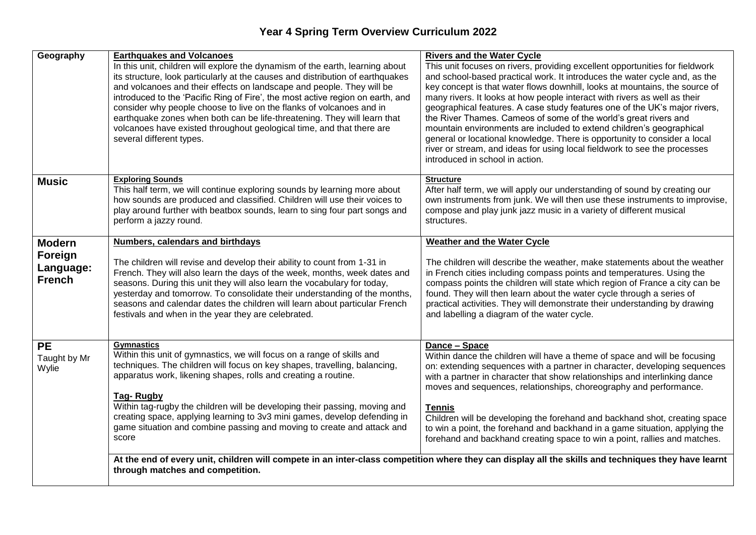# Year 4 Spring Term Overview Curriculum 2022

| | | |
|---|---|---|
| **Geography** | **Earthquakes and Volcanoes**<br>In this unit, children will explore the dynamism of the earth, learning about its structure, look particularly at the causes and distribution of earthquakes and volcanoes and their effects on landscape and people. They will be introduced to the 'Pacific Ring of Fire', the most active region on earth, and consider why people choose to live on the flanks of volcanoes and in earthquake zones when both can be life-threatening. They will learn that volcanoes have existed throughout geological time, and that there are several different types. | **Rivers and the Water Cycle**<br>This unit focuses on rivers, providing excellent opportunities for fieldwork and school-based practical work. It introduces the water cycle and, as the key concept is that water flows downhill, looks at mountains, the source of many rivers. It looks at how people interact with rivers as well as their geographical features. A case study features one of the UK's major rivers, the River Thames. Cameos of some of the world's great rivers and mountain environments are included to extend children's geographical general or locational knowledge. There is opportunity to consider a local river or stream, and ideas for using local fieldwork to see the processes introduced in school in action. |
| **Music** | **Exploring Sounds**<br>This half term, we will continue exploring sounds by learning more about how sounds are produced and classified. Children will use their voices to play around further with beatbox sounds, learn to sing four part songs and perform a jazzy round. | **Structure**<br>After half term, we will apply our understanding of sound by creating our own instruments from junk. We will then use these instruments to improvise, compose and play junk jazz music in a variety of different musical structures. |
| **Modern Foreign Language: French** | **Numbers, calendars and birthdays**<br><br>The children will revise and develop their ability to count from 1-31 in French. They will also learn the days of the week, months, week dates and seasons. During this unit they will also learn the vocabulary for today, yesterday and tomorrow. To consolidate their understanding of the months, seasons and calendar dates the children will learn about particular French festivals and when in the year they are celebrated. | **Weather and the Water Cycle**<br><br>The children will describe the weather, make statements about the weather in French cities including compass points and temperatures. Using the compass points the children will state which region of France a city can be found. They will then learn about the water cycle through a series of practical activities. They will demonstrate their understanding by drawing and labelling a diagram of the water cycle. |
| **PE**<br>Taught by Mr Wylie | **Gymnastics**<br>Within this unit of gymnastics, we will focus on a range of skills and techniques. The children will focus on key shapes, travelling, balancing, apparatus work, likening shapes, rolls and creating a routine.<br><br>**Tag- Rugby**<br>Within tag-rugby the children will be developing their passing, moving and creating space, applying learning to 3v3 mini games, develop defending in game situation and combine passing and moving to create and attack and score | **Dance – Space**<br>Within dance the children will have a theme of space and will be focusing on: extending sequences with a partner in character, developing sequences with a partner in character that show relationships and interlinking dance moves and sequences, relationships, choreography and performance.<br><br>**Tennis**<br>Children will be developing the forehand and backhand shot, creating space to win a point, the forehand and backhand in a game situation, applying the forehand and backhand creating space to win a point, rallies and matches. |
| | **At the end of every unit, children will compete in an inter-class competition where they can display all the skills and techniques they have learnt through matches and competition.** | |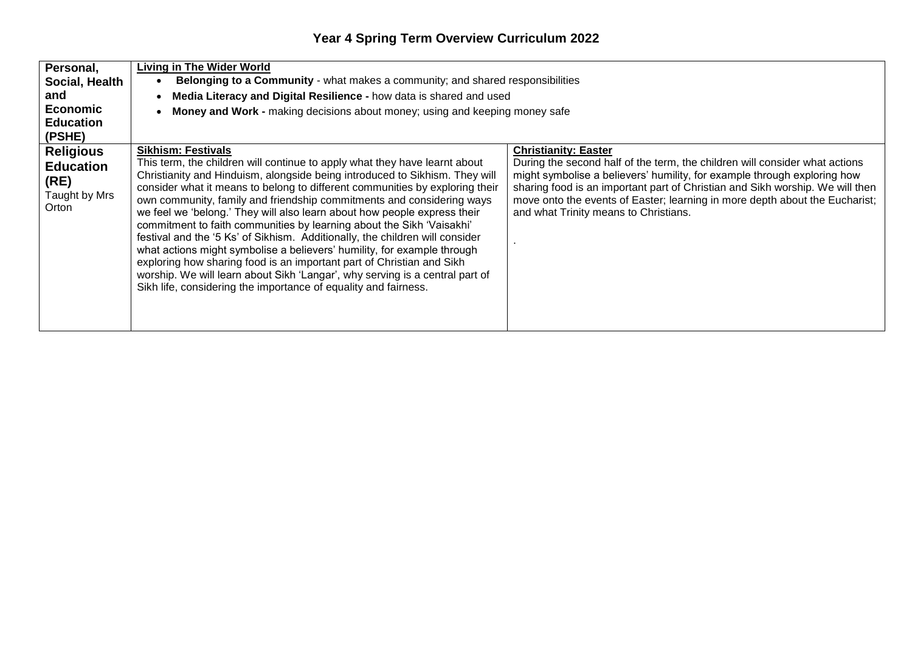# Year 4 Spring Term Overview Curriculum 2022

| | | |
|---|---|---|
| **Personal, Social, Health and Economic Education (PSHE)** | **Living in The Wider World**<br>• **Belonging to a Community** - what makes a community; and shared responsibilities<br>• **Media Literacy and Digital Resilience -** how data is shared and used<br>• **Money and Work -** making decisions about money; using and keeping money safe | |
| **Religious Education (RE)**<br>Taught by Mrs Orton | **Sikhism: Festivals**<br>This term, the children will continue to apply what they have learnt about Christianity and Hinduism, alongside being introduced to Sikhism. They will consider what it means to belong to different communities by exploring their own community, family and friendship commitments and considering ways we feel we 'belong.' They will also learn about how people express their commitment to faith communities by learning about the Sikh 'Vaisakhi' festival and the '5 Ks' of Sikhism. Additionally, the children will consider what actions might symbolise a believers' humility, for example through exploring how sharing food is an important part of Christian and Sikh worship. We will learn about Sikh 'Langar', why serving is a central part of Sikh life, considering the importance of equality and fairness. | **Christianity: Easter**<br>During the second half of the term, the children will consider what actions might symbolise a believers' humility, for example through exploring how sharing food is an important part of Christian and Sikh worship. We will then move onto the events of Easter; learning in more depth about the Eucharist; and what Trinity means to Christians.<br><br>. |